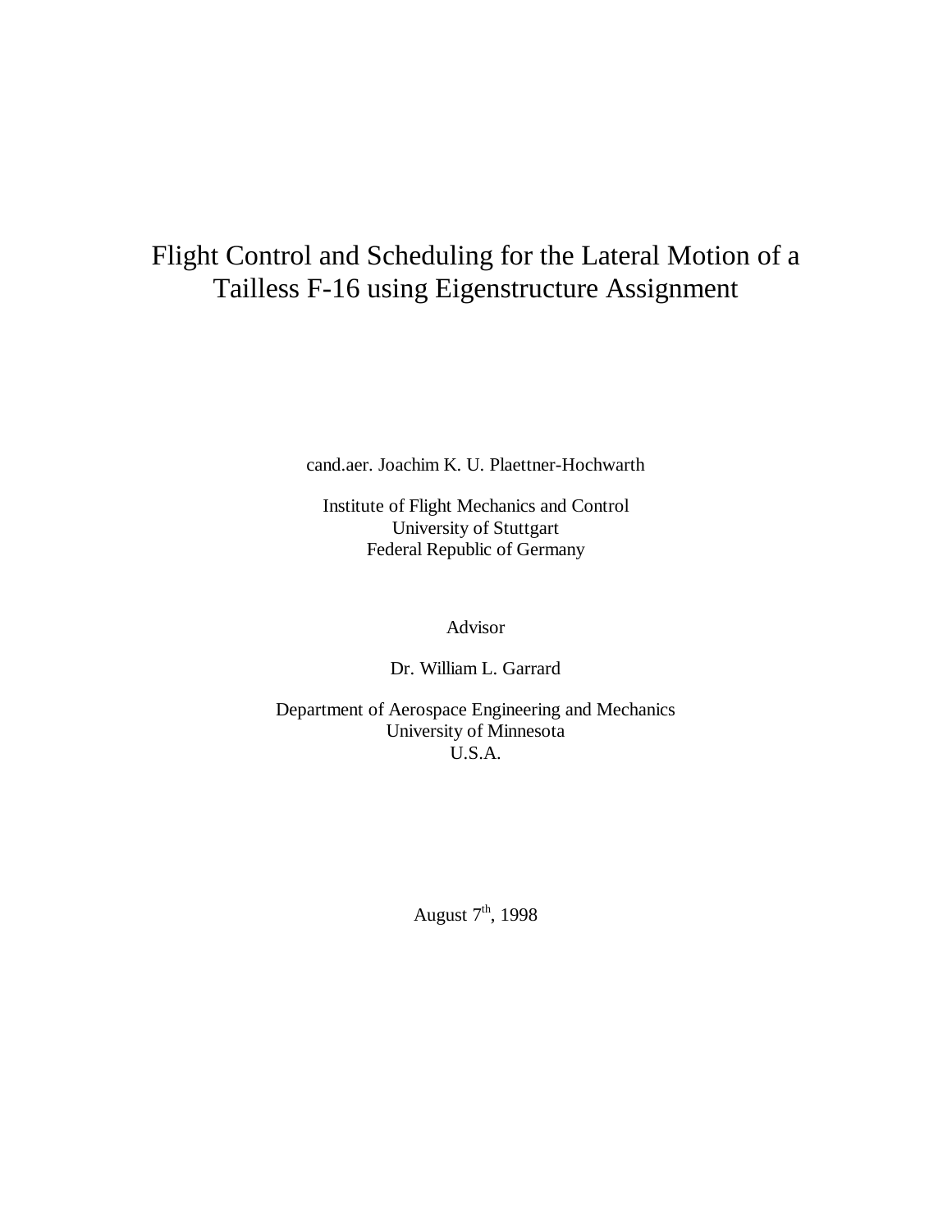# Flight Control and Scheduling for the Lateral Motion of a Tailless F-16 using Eigenstructure Assignment

cand.aer. Joachim K. U. Plaettner-Hochwarth

Institute of Flight Mechanics and Control
University of Stuttgart
Federal Republic of Germany

Advisor

Dr. William L. Garrard

Department of Aerospace Engineering and Mechanics
University of Minnesota
U.S.A.

August 7th, 1998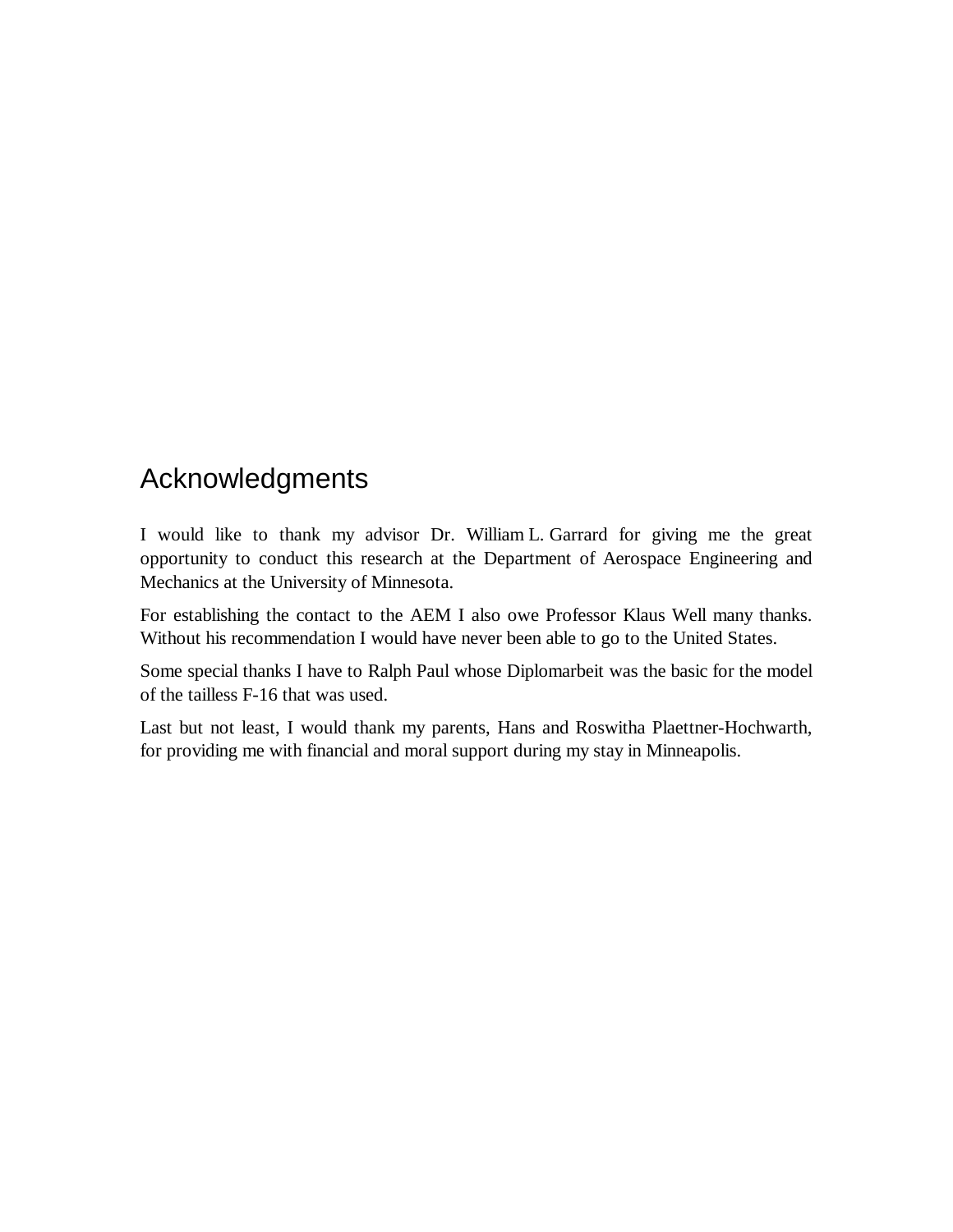# Acknowledgments

I would like to thank my advisor Dr. William L. Garrard for giving me the great opportunity to conduct this research at the Department of Aerospace Engineering and Mechanics at the University of Minnesota.

For establishing the contact to the AEM I also owe Professor Klaus Well many thanks. Without his recommendation I would have never been able to go to the United States.

Some special thanks I have to Ralph Paul whose Diplomarbeit was the basic for the model of the tailless F-16 that was used.

Last but not least, I would thank my parents, Hans and Roswitha Plaettner-Hochwarth, for providing me with financial and moral support during my stay in Minneapolis.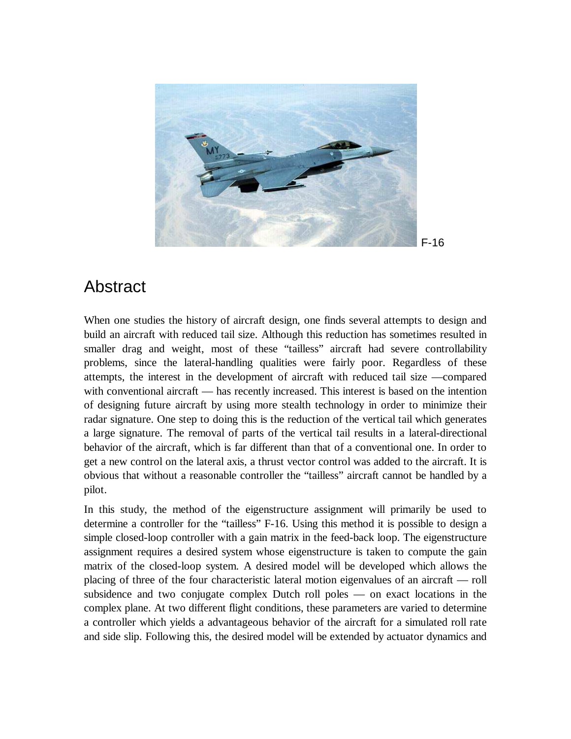F-16

## Abstract

When one studies the history of aircraft design, one finds several attempts to design and build an aircraft with reduced tail size. Although this reduction has sometimes resulted in smaller drag and weight, most of these "tailless" aircraft had severe controllability problems, since the lateral-handling qualities were fairly poor. Regardless of these attempts, the interest in the development of aircraft with reduced tail size —compared with conventional aircraft — has recently increased. This interest is based on the intention of designing future aircraft by using more stealth technology in order to minimize their radar signature. One step to doing this is the reduction of the vertical tail which generates a large signature. The removal of parts of the vertical tail results in a lateral-directional behavior of the aircraft, which is far different than that of a conventional one. In order to get a new control on the lateral axis, a thrust vector control was added to the aircraft. It is obvious that without a reasonable controller the "tailless" aircraft cannot be handled by a pilot.

In this study, the method of the eigenstructure assignment will primarily be used to determine a controller for the "tailless" F-16. Using this method it is possible to design a simple closed-loop controller with a gain matrix in the feed-back loop. The eigenstructure assignment requires a desired system whose eigenstructure is taken to compute the gain matrix of the closed-loop system. A desired model will be developed which allows the placing of three of the four characteristic lateral motion eigenvalues of an aircraft — roll subsidence and two conjugate complex Dutch roll poles — on exact locations in the complex plane. At two different flight conditions, these parameters are varied to determine a controller which yields a advantageous behavior of the aircraft for a simulated roll rate and side slip. Following this, the desired model will be extended by actuator dynamics and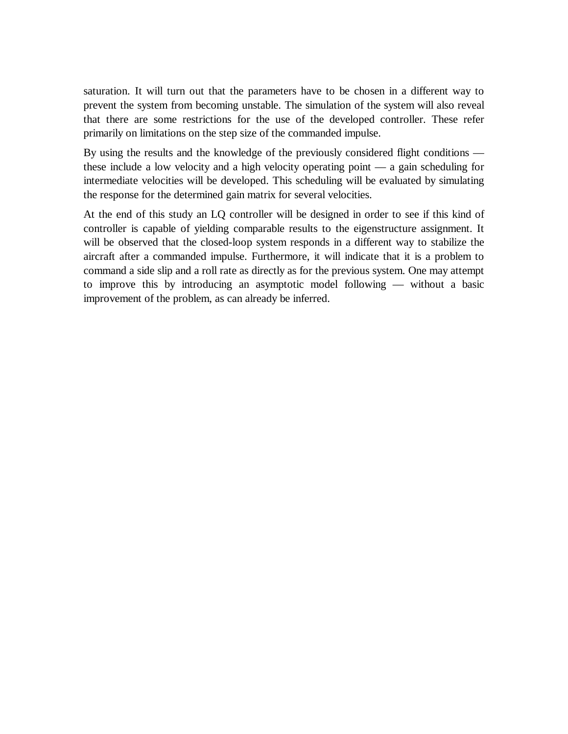saturation. It will turn out that the parameters have to be chosen in a different way to prevent the system from becoming unstable. The simulation of the system will also reveal that there are some restrictions for the use of the developed controller. These refer primarily on limitations on the step size of the commanded impulse.

By using the results and the knowledge of the previously considered flight conditions — these include a low velocity and a high velocity operating point — a gain scheduling for intermediate velocities will be developed. This scheduling will be evaluated by simulating the response for the determined gain matrix for several velocities.

At the end of this study an LQ controller will be designed in order to see if this kind of controller is capable of yielding comparable results to the eigenstructure assignment. It will be observed that the closed-loop system responds in a different way to stabilize the aircraft after a commanded impulse. Furthermore, it will indicate that it is a problem to command a side slip and a roll rate as directly as for the previous system. One may attempt to improve this by introducing an asymptotic model following — without a basic improvement of the problem, as can already be inferred.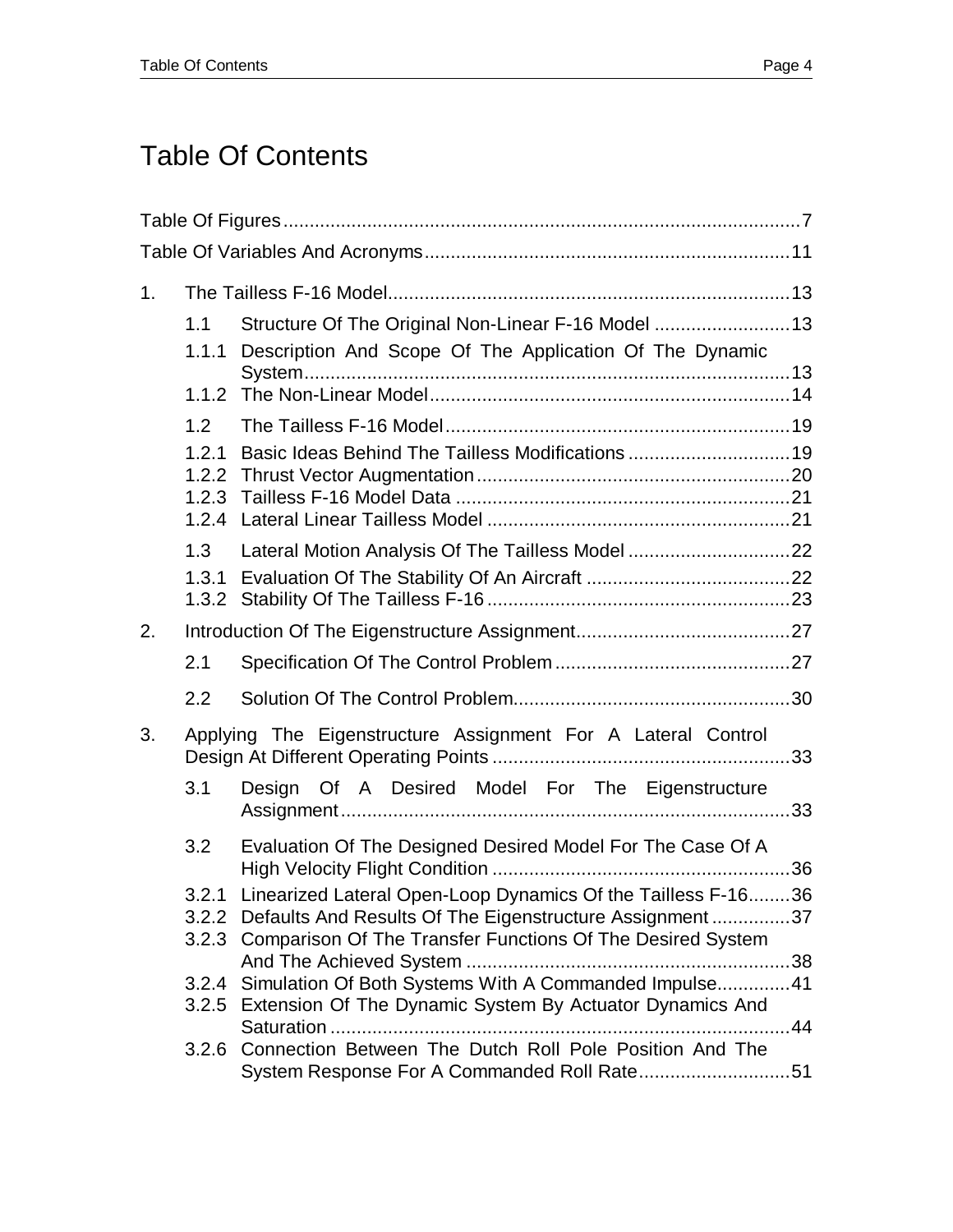# Table Of Contents

Table Of Figures....................................................................................................7

Table Of Variables And Acronyms......................................................................11

1. The Tailless F-16 Model.............................................................................13
   - 1.1 Structure Of The Original Non-Linear F-16 Model ..........................13
     - 1.1.1 Description And Scope Of The Application Of The Dynamic System.............................................................................................13
     - 1.1.2 The Non-Linear Model.....................................................................14
   - 1.2 The Tailless F-16 Model..................................................................19
     - 1.2.1 Basic Ideas Behind The Tailless Modifications ...............................19
     - 1.2.2 Thrust Vector Augmentation............................................................20
     - 1.2.3 Tailless F-16 Model Data ................................................................21
     - 1.2.4 Lateral Linear Tailless Model ..........................................................21
   - 1.3 Lateral Motion Analysis Of The Tailless Model ...............................22
     - 1.3.1 Evaluation Of The Stability Of An Aircraft .......................................22
     - 1.3.2 Stability Of The Tailless F-16..........................................................23
2. Introduction Of The Eigenstructure Assignment.........................................27
   - 2.1 Specification Of The Control Problem.............................................27
   - 2.2 Solution Of The Control Problem.....................................................30
3. Applying The Eigenstructure Assignment For A Lateral Control Design At Different Operating Points .........................................................33
   - 3.1 Design Of A Desired Model For The Eigenstructure Assignment......................................................................................33
   - 3.2 Evaluation Of The Designed Desired Model For The Case Of A High Velocity Flight Condition .........................................................36
     - 3.2.1 Linearized Lateral Open-Loop Dynamics Of the Tailless F-16........36
     - 3.2.2 Defaults And Results Of The Eigenstructure Assignment ...............37
     - 3.2.3 Comparison Of The Transfer Functions Of The Desired System And The Achieved System ..............................................................38
     - 3.2.4 Simulation Of Both Systems With A Commanded Impulse..............41
     - 3.2.5 Extension Of The Dynamic System By Actuator Dynamics And Saturation ........................................................................................44
     - 3.2.6 Connection Between The Dutch Roll Pole Position And The System Response For A Commanded Roll Rate.............................51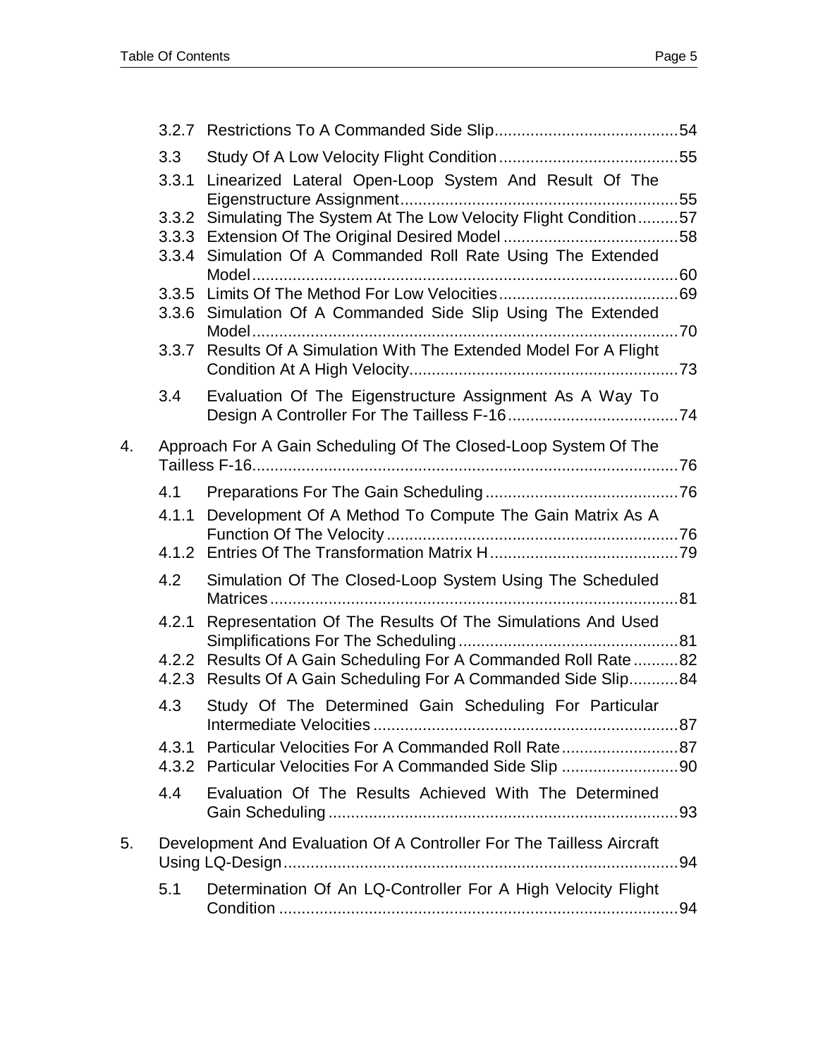3.2.7 Restrictions To A Commanded Side Slip .......................................... 54

3.3 Study Of A Low Velocity Flight Condition .......................................... 55

3.3.1 Linearized Lateral Open-Loop System And Result Of The Eigenstructure Assignment .......................................... 55

3.3.2 Simulating The System At The Low Velocity Flight Condition .......... 57

3.3.3 Extension Of The Original Desired Model .......................................... 58

3.3.4 Simulation Of A Commanded Roll Rate Using The Extended Model .......................................... 60

3.3.5 Limits Of The Method For Low Velocities .......................................... 69

3.3.6 Simulation Of A Commanded Side Slip Using The Extended Model .......................................... 70

3.3.7 Results Of A Simulation With The Extended Model For A Flight Condition At A High Velocity .......................................... 73

3.4 Evaluation Of The Eigenstructure Assignment As A Way To Design A Controller For The Tailless F-16 .......................................... 74

4. Approach For A Gain Scheduling Of The Closed-Loop System Of The Tailless F-16 .......................................... 76

4.1 Preparations For The Gain Scheduling .......................................... 76

4.1.1 Development Of A Method To Compute The Gain Matrix As A Function Of The Velocity .......................................... 76

4.1.2 Entries Of The Transformation Matrix H .......................................... 79

4.2 Simulation Of The Closed-Loop System Using The Scheduled Matrices .......................................... 81

4.2.1 Representation Of The Results Of The Simulations And Used Simplifications For The Scheduling .......................................... 81

4.2.2 Results Of A Gain Scheduling For A Commanded Roll Rate .......... 82

4.2.3 Results Of A Gain Scheduling For A Commanded Side Slip .......... 84

4.3 Study Of The Determined Gain Scheduling For Particular Intermediate Velocities .......................................... 87

4.3.1 Particular Velocities For A Commanded Roll Rate .......................... 87

4.3.2 Particular Velocities For A Commanded Side Slip .......................... 90

4.4 Evaluation Of The Results Achieved With The Determined Gain Scheduling .......................................... 93

5. Development And Evaluation Of A Controller For The Tailless Aircraft Using LQ-Design .......................................... 94

5.1 Determination Of An LQ-Controller For A High Velocity Flight Condition .......................................... 94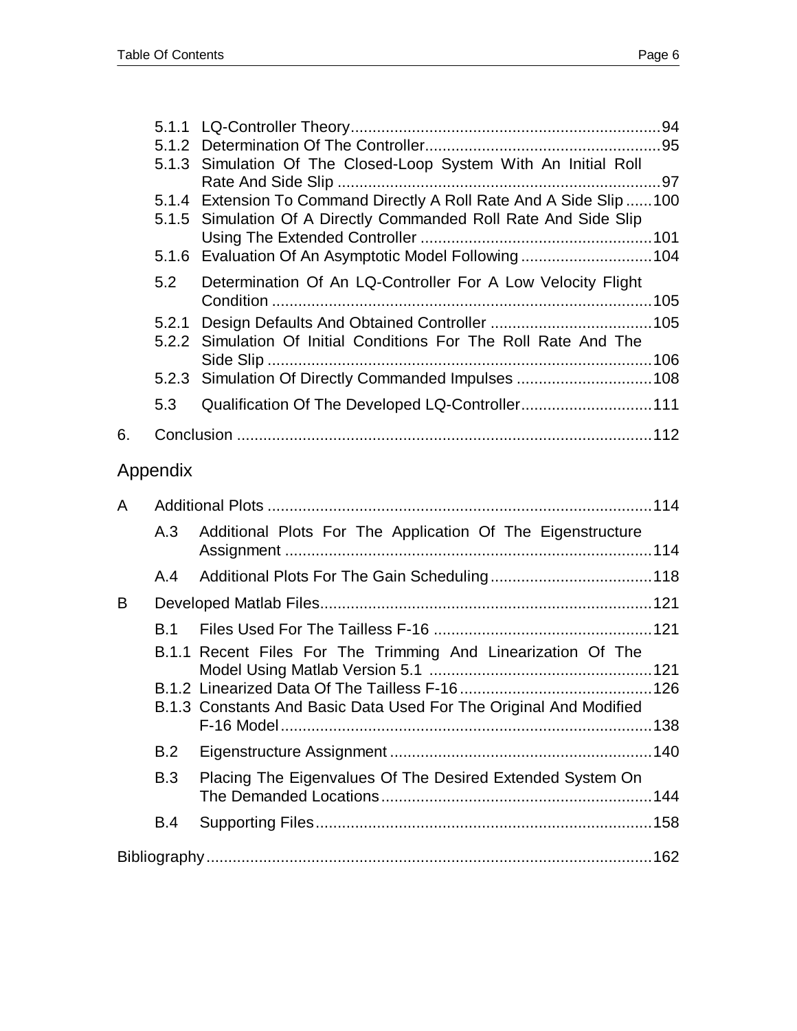5.1.1 LQ-Controller Theory......94
5.1.2 Determination Of The Controller......95
5.1.3 Simulation Of The Closed-Loop System With An Initial Roll Rate And Side Slip......97
5.1.4 Extension To Command Directly A Roll Rate And A Side Slip......100
5.1.5 Simulation Of A Directly Commanded Roll Rate And Side Slip Using The Extended Controller......101
5.1.6 Evaluation Of An Asymptotic Model Following......104

5.2 Determination Of An LQ-Controller For A Low Velocity Flight Condition......105

5.2.1 Design Defaults And Obtained Controller......105
5.2.2 Simulation Of Initial Conditions For The Roll Rate And The Side Slip......106
5.2.3 Simulation Of Directly Commanded Impulses......108

5.3 Qualification Of The Developed LQ-Controller......111

6. Conclusion......112

## Appendix

A Additional Plots......114

A.3 Additional Plots For The Application Of The Eigenstructure Assignment......114

A.4 Additional Plots For The Gain Scheduling......118

B Developed Matlab Files......121

B.1 Files Used For The Tailless F-16......121

B.1.1 Recent Files For The Trimming And Linearization Of The Model Using Matlab Version 5.1......121
B.1.2 Linearized Data Of The Tailless F-16......126
B.1.3 Constants And Basic Data Used For The Original And Modified F-16 Model......138

B.2 Eigenstructure Assignment......140

B.3 Placing The Eigenvalues Of The Desired Extended System On The Demanded Locations......144

B.4 Supporting Files......158

Bibliography......162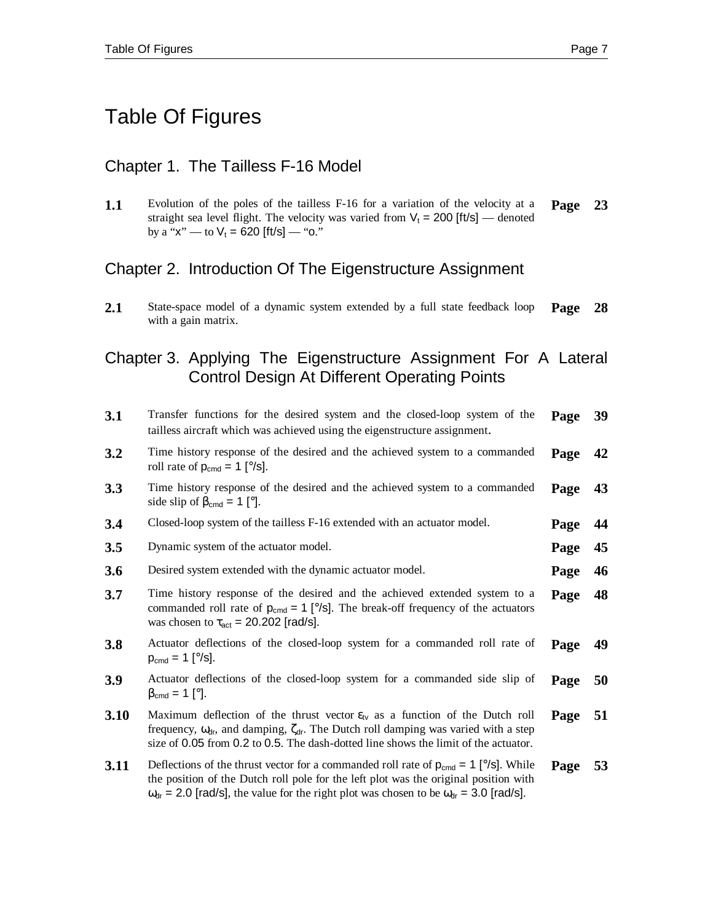# Table Of Figures

## Chapter 1. The Tailless F-16 Model

| | | |
|---|---|---|
| **1.1** | Evolution of the poles of the tailless F-16 for a variation of the velocity at a straight sea level flight. The velocity was varied from $V_t$ = 200 [ft/s] — denoted by a "x" — to $V_t$ = 620 [ft/s] — "o." | **Page 23** |

## Chapter 2. Introduction Of The Eigenstructure Assignment

| | | |
|---|---|---|
| **2.1** | State-space model of a dynamic system extended by a full state feedback loop with a gain matrix. | **Page 28** |

## Chapter 3. Applying The Eigenstructure Assignment For A Lateral Control Design At Different Operating Points

| | | |
|---|---|---|
| **3.1** | Transfer functions for the desired system and the closed-loop system of the tailless aircraft which was achieved using the eigenstructure assignment. | **Page 39** |
| **3.2** | Time history response of the desired and the achieved system to a commanded roll rate of $p_{cmd}$ = 1 [°/s]. | **Page 42** |
| **3.3** | Time history response of the desired and the achieved system to a commanded side slip of $\beta_{cmd}$ = 1 [°]. | **Page 43** |
| **3.4** | Closed-loop system of the tailless F-16 extended with an actuator model. | **Page 44** |
| **3.5** | Dynamic system of the actuator model. | **Page 45** |
| **3.6** | Desired system extended with the dynamic actuator model. | **Page 46** |
| **3.7** | Time history response of the desired and the achieved extended system to a commanded roll rate of $p_{cmd}$ = 1 [°/s]. The break-off frequency of the actuators was chosen to $\tau_{act}$ = 20.202 [rad/s]. | **Page 48** |
| **3.8** | Actuator deflections of the closed-loop system for a commanded roll rate of $p_{cmd}$ = 1 [°/s]. | **Page 49** |
| **3.9** | Actuator deflections of the closed-loop system for a commanded side slip of $\beta_{cmd}$ = 1 [°]. | **Page 50** |
| **3.10** | Maximum deflection of the thrust vector $\varepsilon_{tv}$ as a function of the Dutch roll frequency, $\omega_{dr}$, and damping, $\zeta_{dr}$. The Dutch roll damping was varied with a step size of 0.05 from 0.2 to 0.5. The dash-dotted line shows the limit of the actuator. | **Page 51** |
| **3.11** | Deflections of the thrust vector for a commanded roll rate of $p_{cmd}$ = 1 [°/s]. While the position of the Dutch roll pole for the left plot was the original position with $\omega_{dr}$ = 2.0 [rad/s], the value for the right plot was chosen to be $\omega_{dr}$ = 3.0 [rad/s]. | **Page 53** |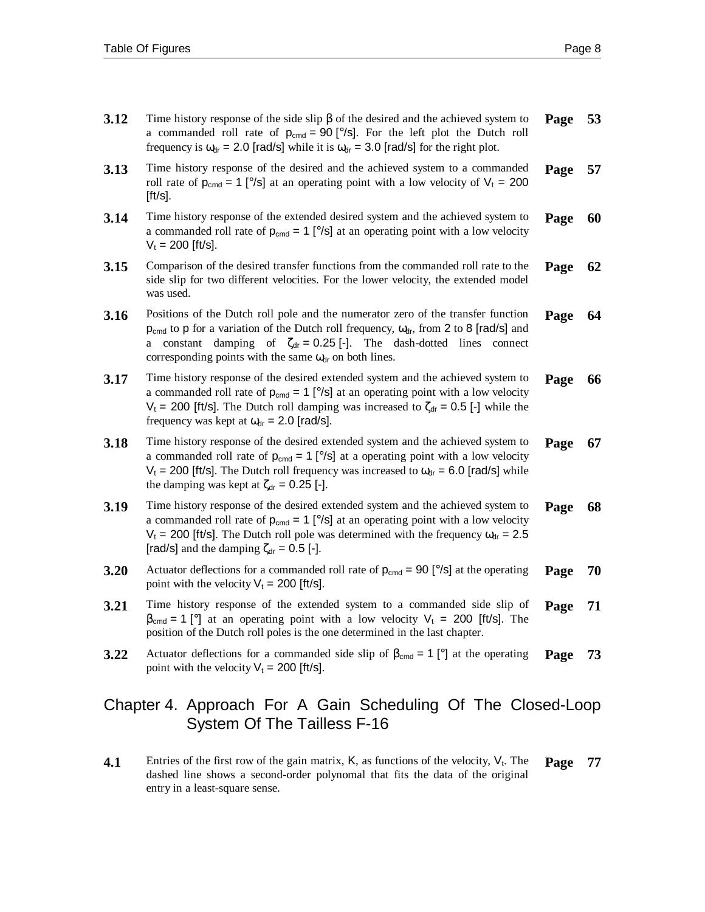**3.12** Time history response of the side slip $\beta$ of the desired and the achieved system to a commanded roll rate of $p_{cmd} = 90$ [°/s]. For the left plot the Dutch roll frequency is $\omega_{dr} = 2.0$ [rad/s] while it is $\omega_{dr} = 3.0$ [rad/s] for the right plot. **Page 53**

**3.13** Time history response of the desired and the achieved system to a commanded roll rate of $p_{cmd} = 1$ [°/s] at an operating point with a low velocity of $V_t = 200$ [ft/s]. **Page 57**

**3.14** Time history response of the extended desired system and the achieved system to a commanded roll rate of $p_{cmd} = 1$ [°/s] at an operating point with a low velocity $V_t = 200$ [ft/s]. **Page 60**

**3.15** Comparison of the desired transfer functions from the commanded roll rate to the side slip for two different velocities. For the lower velocity, the extended model was used. **Page 62**

**3.16** Positions of the Dutch roll pole and the numerator zero of the transfer function $p_{cmd}$ to $p$ for a variation of the Dutch roll frequency, $\omega_{dr}$, from 2 to 8 [rad/s] and a constant damping of $\zeta_{dr} = 0.25$ [-]. The dash-dotted lines connect corresponding points with the same $\omega_{dr}$ on both lines. **Page 64**

**3.17** Time history response of the desired extended system and the achieved system to a commanded roll rate of $p_{cmd} = 1$ [°/s] at an operating point with a low velocity $V_t = 200$ [ft/s]. The Dutch roll damping was increased to $\zeta_{dr} = 0.5$ [-] while the frequency was kept at $\omega_{dr} = 2.0$ [rad/s]. **Page 66**

**3.18** Time history response of the desired extended system and the achieved system to a commanded roll rate of $p_{cmd} = 1$ [°/s] at a operating point with a low velocity $V_t = 200$ [ft/s]. The Dutch roll frequency was increased to $\omega_{dr} = 6.0$ [rad/s] while the damping was kept at $\zeta_{dr} = 0.25$ [-]. **Page 67**

**3.19** Time history response of the desired extended system and the achieved system to a commanded roll rate of $p_{cmd} = 1$ [°/s] at an operating point with a low velocity $V_t = 200$ [ft/s]. The Dutch roll pole was determined with the frequency $\omega_{dr} = 2.5$ [rad/s] and the damping $\zeta_{dr} = 0.5$ [-]. **Page 68**

**3.20** Actuator deflections for a commanded roll rate of $p_{cmd} = 90$ [°/s] at the operating point with the velocity $V_t = 200$ [ft/s]. **Page 70**

**3.21** Time history response of the extended system to a commanded side slip of $\beta_{cmd} = 1$ [°] at an operating point with a low velocity $V_t = 200$ [ft/s]. The position of the Dutch roll poles is the one determined in the last chapter. **Page 71**

**3.22** Actuator deflections for a commanded side slip of $\beta_{cmd} = 1$ [°] at the operating point with the velocity $V_t = 200$ [ft/s]. **Page 73**

## Chapter 4. Approach For A Gain Scheduling Of The Closed-Loop System Of The Tailless F-16

**4.1** Entries of the first row of the gain matrix, $K$, as functions of the velocity, $V_t$. The dashed line shows a second-order polynomal that fits the data of the original entry in a least-square sense. **Page 77**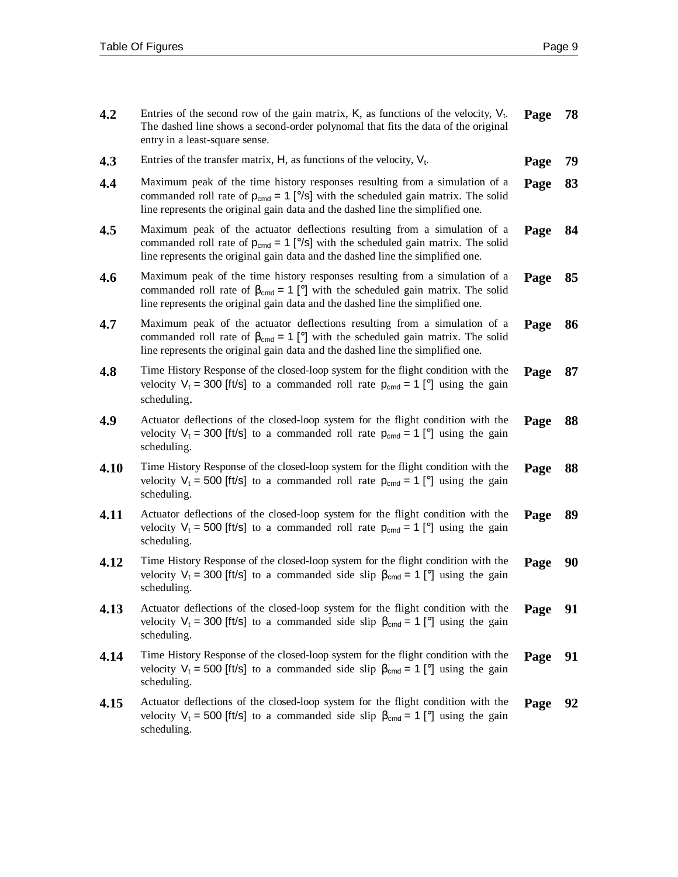| | | | |
|---|---|---|---|
| **4.2** | Entries of the second row of the gain matrix, K, as functions of the velocity, $V_t$. The dashed line shows a second-order polynomal that fits the data of the original entry in a least-square sense. | **Page** | **78** |
| **4.3** | Entries of the transfer matrix, H, as functions of the velocity, $V_t$. | **Page** | **79** |
| **4.4** | Maximum peak of the time history responses resulting from a simulation of a commanded roll rate of $p_{cmd}$ = 1 [°/s] with the scheduled gain matrix. The solid line represents the original gain data and the dashed line the simplified one. | **Page** | **83** |
| **4.5** | Maximum peak of the actuator deflections resulting from a simulation of a commanded roll rate of $p_{cmd}$ = 1 [°/s] with the scheduled gain matrix. The solid line represents the original gain data and the dashed line the simplified one. | **Page** | **84** |
| **4.6** | Maximum peak of the time history responses resulting from a simulation of a commanded roll rate of $\beta_{cmd}$ = 1 [°] with the scheduled gain matrix. The solid line represents the original gain data and the dashed line the simplified one. | **Page** | **85** |
| **4.7** | Maximum peak of the actuator deflections resulting from a simulation of a commanded roll rate of $\beta_{cmd}$ = 1 [°] with the scheduled gain matrix. The solid line represents the original gain data and the dashed line the simplified one. | **Page** | **86** |
| **4.8** | Time History Response of the closed-loop system for the flight condition with the velocity $V_t$ = 300 [ft/s] to a commanded roll rate $p_{cmd}$ = 1 [°] using the gain scheduling. | **Page** | **87** |
| **4.9** | Actuator deflections of the closed-loop system for the flight condition with the velocity $V_t$ = 300 [ft/s] to a commanded roll rate $p_{cmd}$ = 1 [°] using the gain scheduling. | **Page** | **88** |
| **4.10** | Time History Response of the closed-loop system for the flight condition with the velocity $V_t$ = 500 [ft/s] to a commanded roll rate $p_{cmd}$ = 1 [°] using the gain scheduling. | **Page** | **88** |
| **4.11** | Actuator deflections of the closed-loop system for the flight condition with the velocity $V_t$ = 500 [ft/s] to a commanded roll rate $p_{cmd}$ = 1 [°] using the gain scheduling. | **Page** | **89** |
| **4.12** | Time History Response of the closed-loop system for the flight condition with the velocity $V_t$ = 300 [ft/s] to a commanded side slip $\beta_{cmd}$ = 1 [°] using the gain scheduling. | **Page** | **90** |
| **4.13** | Actuator deflections of the closed-loop system for the flight condition with the velocity $V_t$ = 300 [ft/s] to a commanded side slip $\beta_{cmd}$ = 1 [°] using the gain scheduling. | **Page** | **91** |
| **4.14** | Time History Response of the closed-loop system for the flight condition with the velocity $V_t$ = 500 [ft/s] to a commanded side slip $\beta_{cmd}$ = 1 [°] using the gain scheduling. | **Page** | **91** |
| **4.15** | Actuator deflections of the closed-loop system for the flight condition with the velocity $V_t$ = 500 [ft/s] to a commanded side slip $\beta_{cmd}$ = 1 [°] using the gain scheduling. | **Page** | **92** |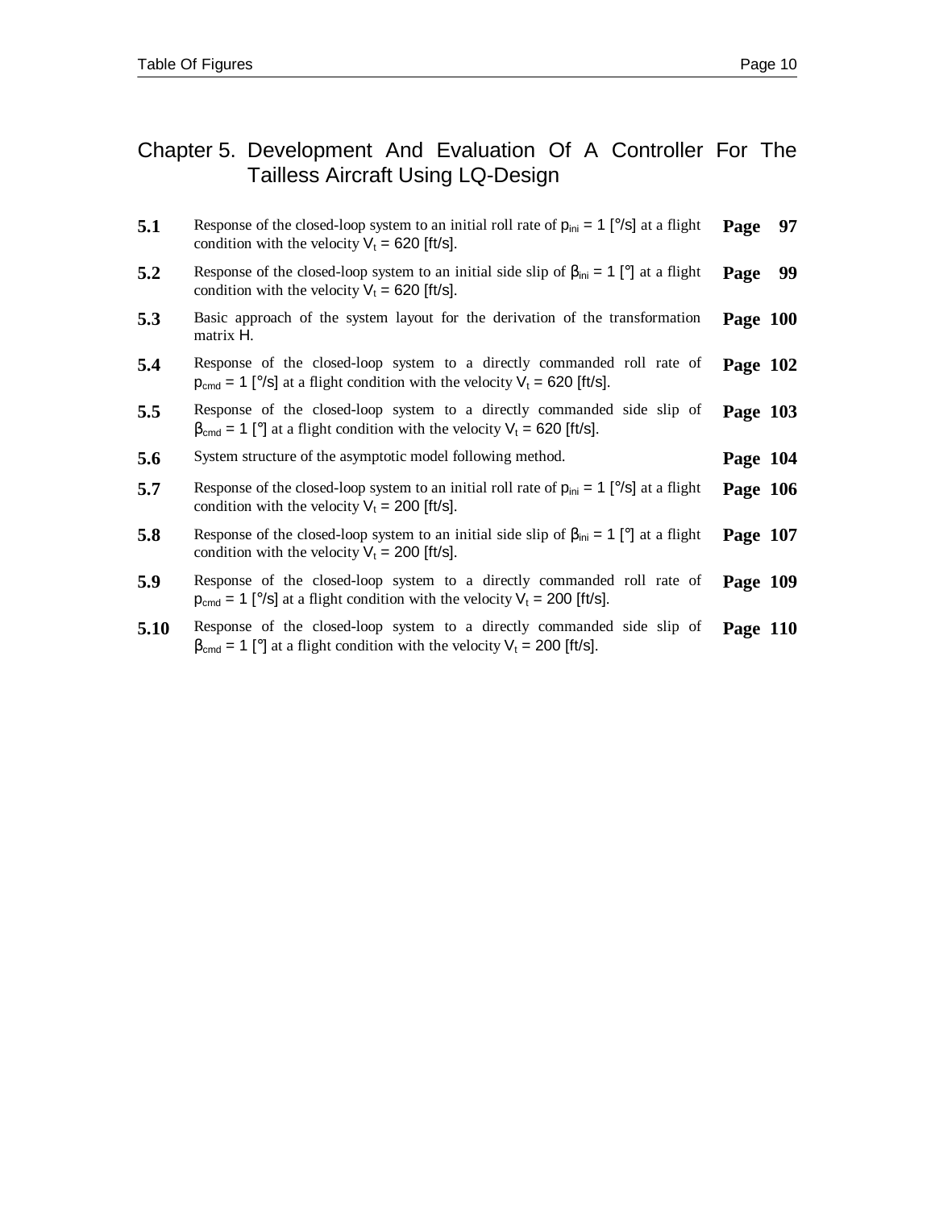## Chapter 5. Development And Evaluation Of A Controller For The Tailless Aircraft Using LQ-Design

| | | |
|---|---|---|
| **5.1** | Response of the closed-loop system to an initial roll rate of $p_{ini} = 1$ [°/s] at a flight condition with the velocity $V_t = 620$ [ft/s]. | **Page 97** |
| **5.2** | Response of the closed-loop system to an initial side slip of $\beta_{ini} = 1$ [°] at a flight condition with the velocity $V_t = 620$ [ft/s]. | **Page 99** |
| **5.3** | Basic approach of the system layout for the derivation of the transformation matrix H. | **Page 100** |
| **5.4** | Response of the closed-loop system to a directly commanded roll rate of $p_{cmd} = 1$ [°/s] at a flight condition with the velocity $V_t = 620$ [ft/s]. | **Page 102** |
| **5.5** | Response of the closed-loop system to a directly commanded side slip of $\beta_{cmd} = 1$ [°] at a flight condition with the velocity $V_t = 620$ [ft/s]. | **Page 103** |
| **5.6** | System structure of the asymptotic model following method. | **Page 104** |
| **5.7** | Response of the closed-loop system to an initial roll rate of $p_{ini} = 1$ [°/s] at a flight condition with the velocity $V_t = 200$ [ft/s]. | **Page 106** |
| **5.8** | Response of the closed-loop system to an initial side slip of $\beta_{ini} = 1$ [°] at a flight condition with the velocity $V_t = 200$ [ft/s]. | **Page 107** |
| **5.9** | Response of the closed-loop system to a directly commanded roll rate of $p_{cmd} = 1$ [°/s] at a flight condition with the velocity $V_t = 200$ [ft/s]. | **Page 109** |
| **5.10** | Response of the closed-loop system to a directly commanded side slip of $\beta_{cmd} = 1$ [°] at a flight condition with the velocity $V_t = 200$ [ft/s]. | **Page 110** |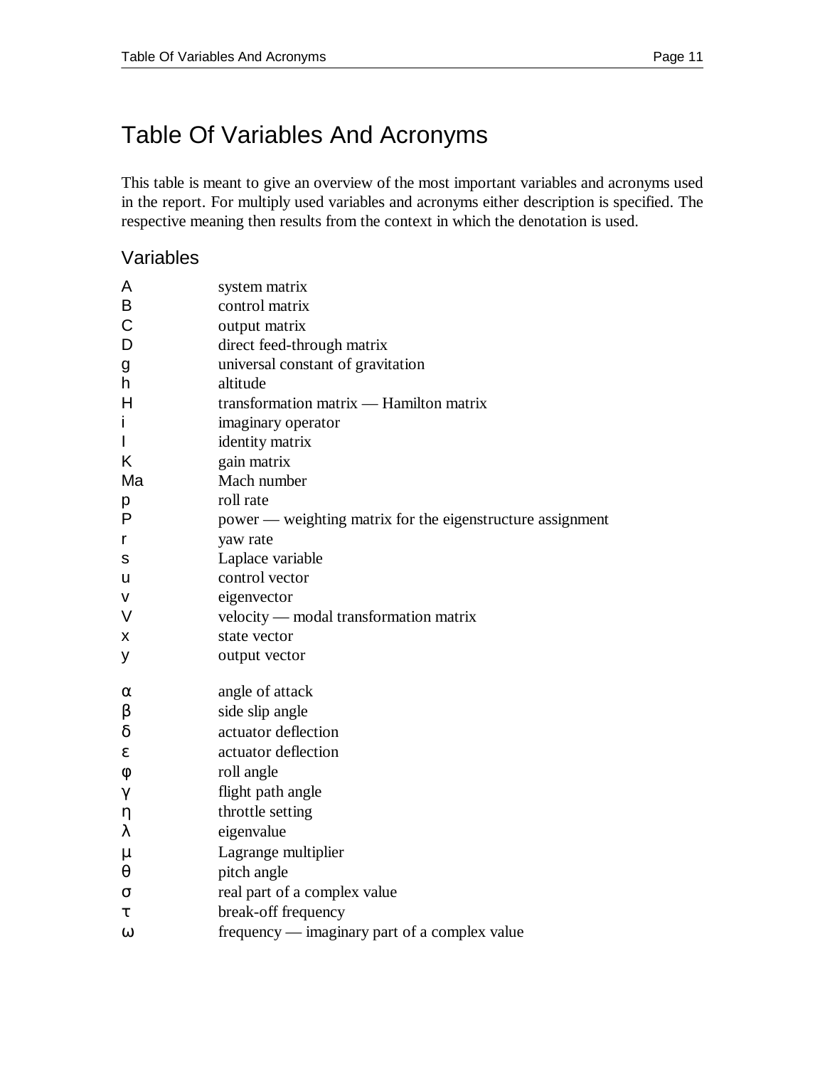# Table Of Variables And Acronyms

This table is meant to give an overview of the most important variables and acronyms used in the report. For multiply used variables and acronyms either description is specified. The respective meaning then results from the context in which the denotation is used.

## Variables

| | |
|---|---|
| A | system matrix |
| B | control matrix |
| C | output matrix |
| D | direct feed-through matrix |
| g | universal constant of gravitation |
| h | altitude |
| H | transformation matrix — Hamilton matrix |
| i | imaginary operator |
| I | identity matrix |
| K | gain matrix |
| Ma | Mach number |
| p | roll rate |
| P | power — weighting matrix for the eigenstructure assignment |
| r | yaw rate |
| s | Laplace variable |
| u | control vector |
| v | eigenvector |
| V | velocity — modal transformation matrix |
| x | state vector |
| y | output vector |
| $\alpha$ | angle of attack |
| $\beta$ | side slip angle |
| $\delta$ | actuator deflection |
| $\varepsilon$ | actuator deflection |
| $\varphi$ | roll angle |
| $\gamma$ | flight path angle |
| $\eta$ | throttle setting |
| $\lambda$ | eigenvalue |
| $\mu$ | Lagrange multiplier |
| $\theta$ | pitch angle |
| $\sigma$ | real part of a complex value |
| $\tau$ | break-off frequency |
| $\omega$ | frequency — imaginary part of a complex value |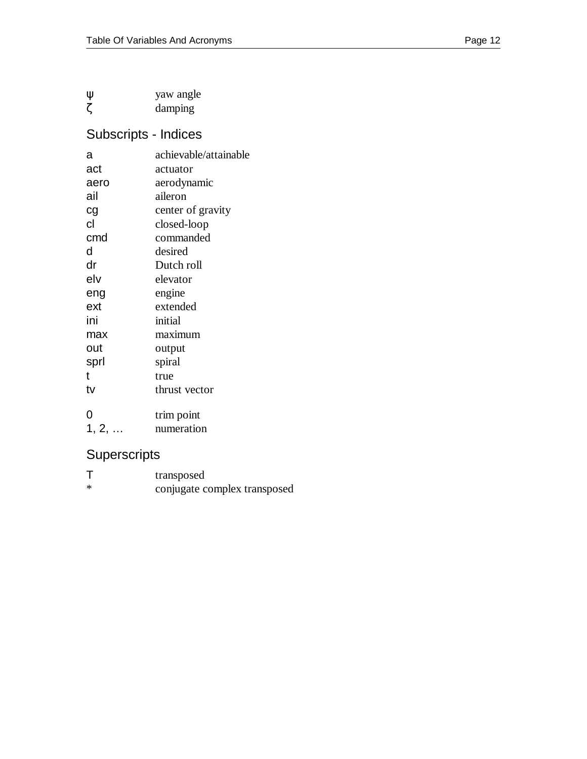| | |
|---|---|
| $\psi$ | yaw angle |
| $\zeta$ | damping |

## Subscripts - Indices

| | |
|---|---|
| a | achievable/attainable |
| act | actuator |
| aero | aerodynamic |
| ail | aileron |
| cg | center of gravity |
| cl | closed-loop |
| cmd | commanded |
| d | desired |
| dr | Dutch roll |
| elv | elevator |
| eng | engine |
| ext | extended |
| ini | initial |
| max | maximum |
| out | output |
| sprl | spiral |
| t | true |
| tv | thrust vector |
| 0 | trim point |
| 1, 2, … | numeration |

## Superscripts

| | |
|---|---|
| T | transposed |
| * | conjugate complex transposed |